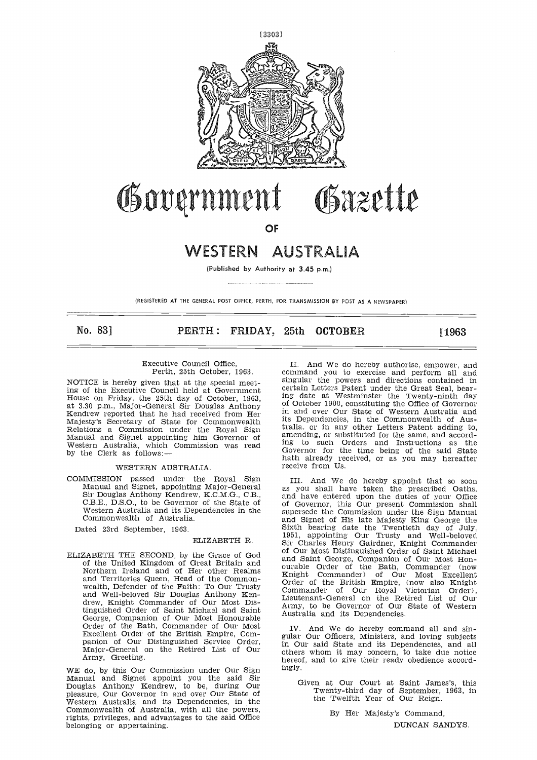[3303]

# Government Gazette

OF

# WESTERN AUSTRALIA

(Published by Authority at 3.45 p.m.)

(REGISTERED AT THE GENERAL POST OFFICE, PERTH, FOR TRANSMISSION BY POST AS A NEWSPAPER)

No. 83] **PERTH: FRIDAY, 25th OCTOBER** [1963

Executive Council Office,
Perth, 25th October, 1963.

NOTICE is hereby given that at the special meeting of the Executive Council held at Government House on Friday, the 25th day of October, 1963, at 3.30 p.m., Major-General Sir Douglas Anthony Kendrew reported that he had received from Her Majesty's Secretary of State for Commonwealth Relations a Commission under the Royal Sign Manual and Signet appointing him Governor of Western Australia, which Commission was read by the Clerk as follows:—

WESTERN AUSTRALIA.

COMMISSION passed under the Royal Sign Manual and Signet, appointing Major-General Sir Douglas Anthony Kendrew, K.C.M.G., C.B., C.B.E., D.S.O., to be Governor of the State of Western Australia and its Dependencies in the Commonwealth of Australia.

Dated 23rd September, 1963.

ELIZABETH R.

ELIZABETH THE SECOND, by the Grace of God of the United Kingdom of Great Britain and Northern Ireland and of Her other Realms and Territories Queen, Head of the Commonwealth, Defender of the Faith: To Our Trusty and Well-beloved Sir Douglas Anthony Kendrew, Knight Commander of Our Most Distinguished Order of Saint Michael and Saint George, Companion of Our Most Honourable Order of the Bath, Commander of Our Most Excellent Order of the British Empire, Companion of Our Distinguished Service Order, Major-General on the Retired List of Our Army, Greeting.

WE do, by this Our Commission under Our Sign Manual and Signet appoint you the said Sir Douglas Anthony Kendrew, to be, during Our pleasure, Our Governor in and over Our State of Western Australia and its Dependencies, in the Commonwealth of Australia, with all the powers, rights, privileges, and advantages to the said Office belonging or appertaining.

II. And We do hereby authorise, empower, and command you to exercise and perform all and singular the powers and directions contained in certain Letters Patent under the Great Seal, bearing date at Westminster the Twenty-ninth day of October 1900, constituting the Office of Governor in and over Our State of Western Australia and its Dependencies, in the Commonwealth of Australia, or in any other Letters Patent adding to, amending, or substituted for the same, and according to such Orders and Instructions as the Governor for the time being of the said State hath already received, or as you may hereafter receive from Us.

III. And We do hereby appoint that so soon as you shall have taken the prescribed Oaths, and have entered upon the duties of your Office of Governor, this Our present Commission shall supersede the Commission under the Sign Manual and Signet of His late Majesty King George the Sixth bearing date the Twentieth day of July, 1951, appointing Our Trusty and Well-beloved Sir Charles Henry Gairdner, Knight Commander of Our Most Distinguished Order of Saint Michael and Saint George, Companion of Our Most Honourable Order of the Bath, Commander (now Knight Commander) of Our Most Excellent Order of the British Empire, (now also Knight Commander of Our Royal Victorian Order), Lieutenant-General on the Retired List of Our Army, to be Governor of Our State of Western Australia and its Dependencies.

IV. And We do hereby command all and singular Our Officers, Ministers, and loving subjects in Our said State and its Dependencies, and all others whom it may concern, to take due notice hereof, and to give their ready obedience accordingly.

Given at Our Court at Saint James's, this Twenty-third day of September, 1963, in the Twelfth Year of Our Reign.

By Her Majesty's Command,

DUNCAN SANDYS.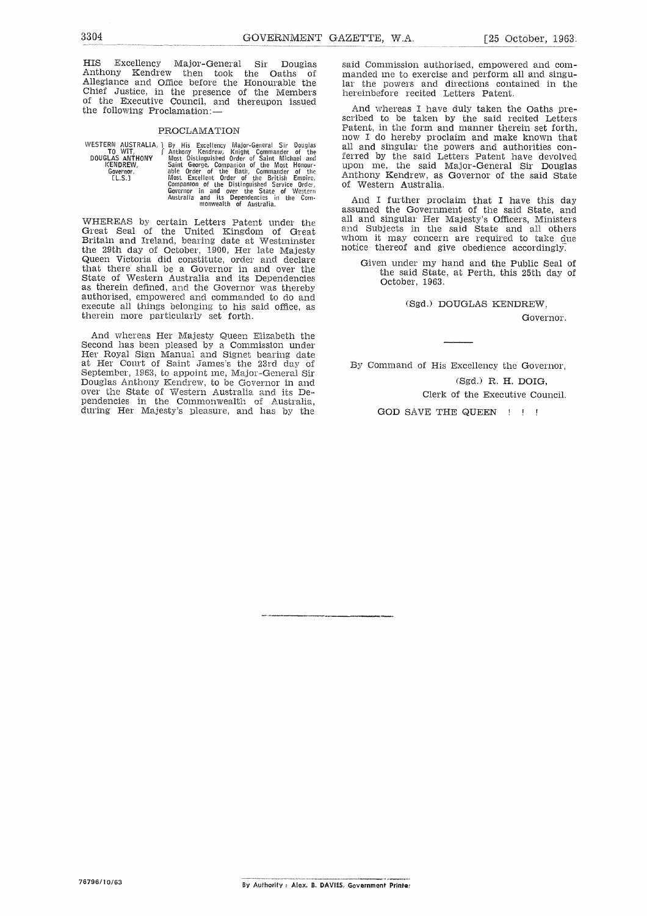HIS Excellency Major-General Sir Douglas Anthony Kendrew then took the Oaths of Allegiance and Office before the Honourable the Chief Justice, in the presence of the Members of the Executive Council, and thereupon issued the following Proclamation:—

## PROCLAMATION

| | |
|---|---|
| WESTERN AUSTRALIA, TO WIT, DOUGLAS ANTHONY KENDREW, Governor. [L.S.] | By His Excellency Major-General Sir Douglas Anthony Kendrew, Knight Commander of the Most Distinguished Order of Saint Michael and Saint George, Companion of the Most Honourable Order of the Bath, Commander of the Most Excellent Order of the British Empire, Companion of the Distinguished Service Order, Governor in and over the State of Western Australia and its Dependencies in the Commonwealth of Australia. |

WHEREAS by certain Letters Patent under the Great Seal of the United Kingdom of Great Britain and Ireland, bearing date at Westminster the 29th day of October, 1900, Her late Majesty Queen Victoria did constitute, order and declare that there shall be a Governor in and over the State of Western Australia and its Dependencies as therein defined, and the Governor was thereby authorised, empowered and commanded to do and execute all things belonging to his said office, as therein more particularly set forth.

And whereas Her Majesty Queen Elizabeth the Second has been pleased by a Commission under Her Royal Sign Manual and Signet bearing date at Her Court of Saint James's the 23rd day of September, 1963, to appoint me, Major-General Sir Douglas Anthony Kendrew, to be Governor in and over the State of Western Australia and its Dependencies in the Commonwealth of Australia, during Her Majesty's pleasure, and has by the said Commission authorised, empowered and commanded me to exercise and perform all and singular the powers and directions contained in the hereinbefore recited Letters Patent.

And whereas I have duly taken the Oaths prescribed to be taken by the said recited Letters Patent, in the form and manner therein set forth, now I do hereby proclaim and make known that all and singular the powers and authorities conferred by the said Letters Patent have devolved upon me, the said Major-General Sir Douglas Anthony Kendrew, as Governor of the said State of Western Australia.

And I further proclaim that I have this day assumed the Government of the said State, and all and singular Her Majesty's Officers, Ministers and Subjects in the said State and all others whom it may concern are required to take due notice thereof and give obedience accordingly.

Given under my hand and the Public Seal of the said State, at Perth, this 25th day of October, 1963.

(Sgd.) DOUGLAS KENDREW,
Governor.

By Command of His Excellency the Governor,

(Sgd.) R. H. DOIG,
Clerk of the Executive Council.

GOD SAVE THE QUEEN ! ! !

76796/10/63

By Authority: Alex. B. DAVIES, Government Printer